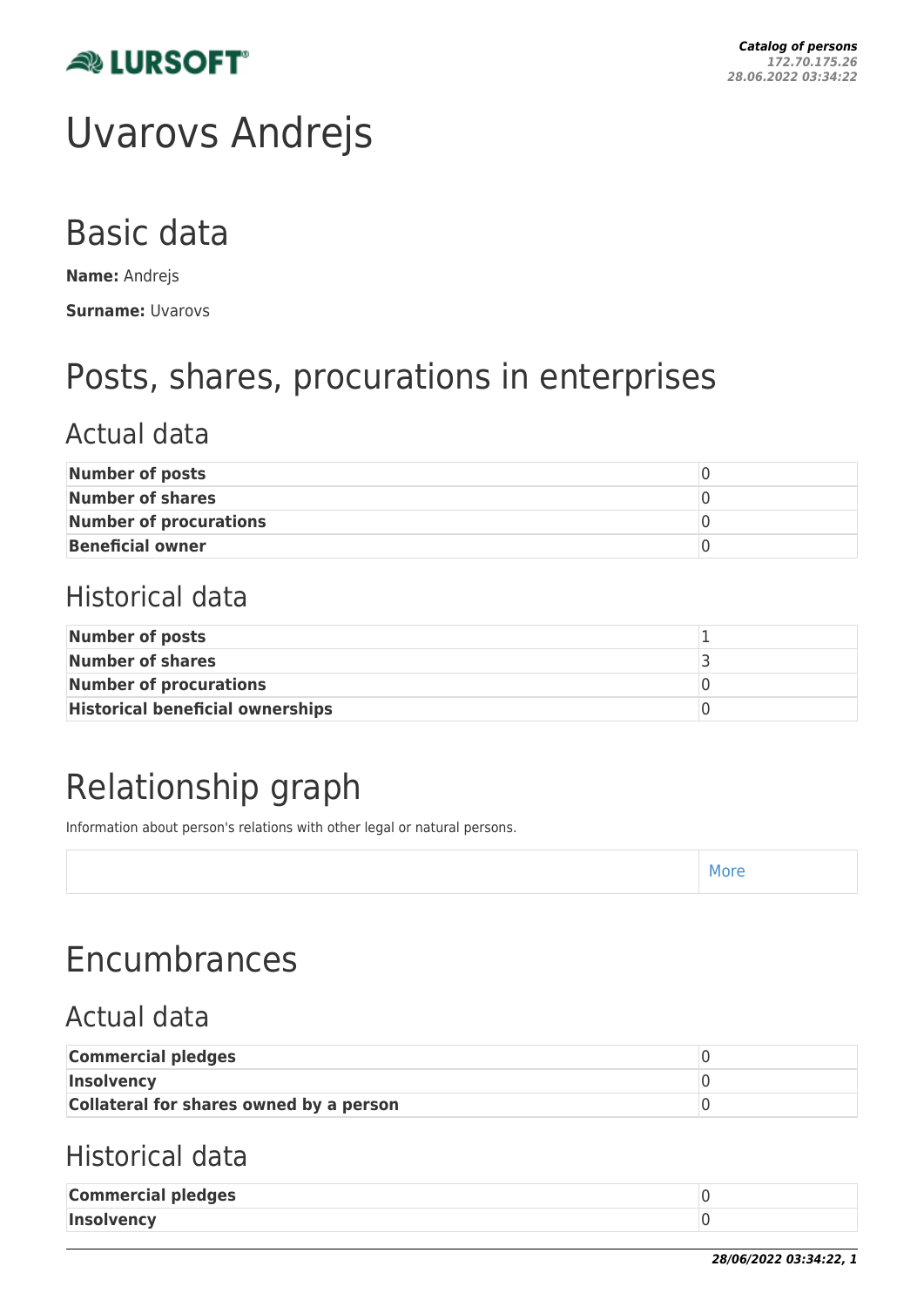# Uvarovs Andrejs

## Basic data

**Name:** Andrejs

**Surname:** Uvarovs

## Posts, shares, procurations in enterprises

### Actual data

| | |
|---|---|
| **Number of posts** | 0 |
| **Number of shares** | 0 |
| **Number of procurations** | 0 |
| **Beneficial owner** | 0 |

### Historical data

| | |
|---|---|
| **Number of posts** | 1 |
| **Number of shares** | 3 |
| **Number of procurations** | 0 |
| **Historical beneficial ownerships** | 0 |

## Relationship graph

Information about person's relations with other legal or natural persons.

| | |
|---|---|
| | More |

## Encumbrances

### Actual data

| | |
|---|---|
| **Commercial pledges** | 0 |
| **Insolvency** | 0 |
| **Collateral for shares owned by a person** | 0 |

### Historical data

| | |
|---|---|
| **Commercial pledges** | 0 |
| **Insolvency** | 0 |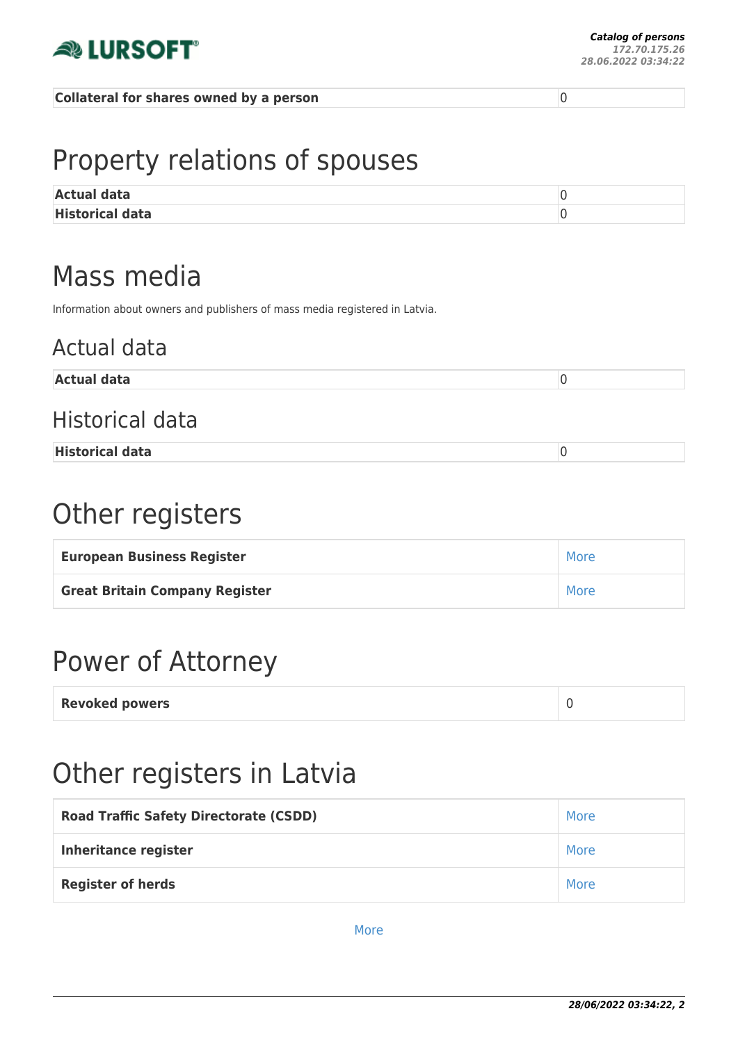| Collateral for shares owned by a person | 0 |
| --- | --- |

# Property relations of spouses

| Actual data | 0 |
| --- | --- |
| Historical data | 0 |

# Mass media

Information about owners and publishers of mass media registered in Latvia.

## Actual data

| Actual data | 0 |
| --- | --- |

## Historical data

| Historical data | 0 |
| --- | --- |

# Other registers

| European Business Register | More |
| --- | --- |
| Great Britain Company Register | More |

# Power of Attorney

| Revoked powers | 0 |
| --- | --- |

# Other registers in Latvia

| Road Traffic Safety Directorate (CSDD) | More |
| --- | --- |
| Inheritance register | More |
| Register of herds | More |

More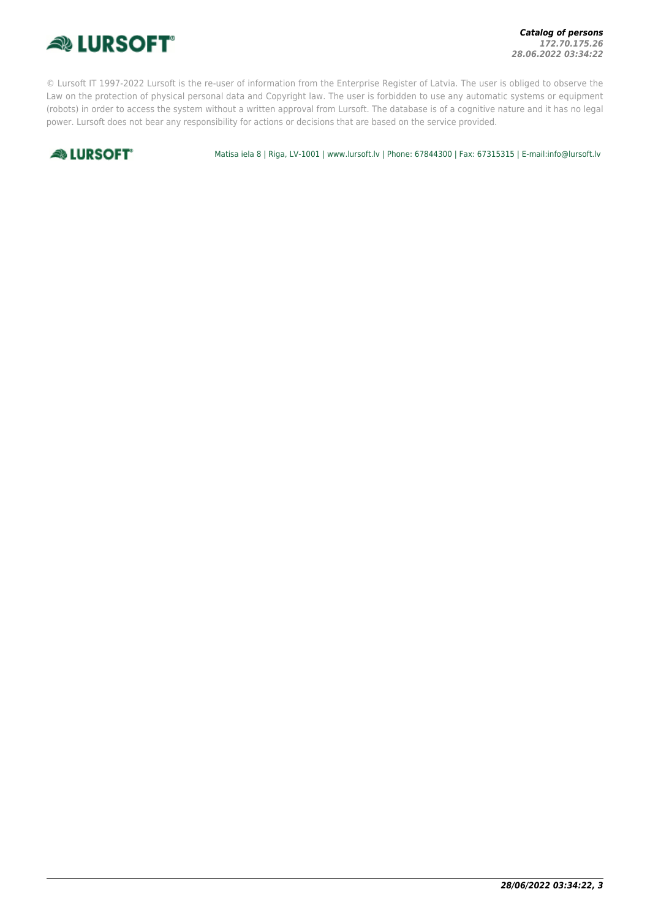© Lursoft IT 1997-2022 Lursoft is the re-user of information from the Enterprise Register of Latvia. The user is obliged to observe the Law on the protection of physical personal data and Copyright law. The user is forbidden to use any automatic systems or equipment (robots) in order to access the system without a written approval from Lursoft. The database is of a cognitive nature and it has no legal power. Lursoft does not bear any responsibility for actions or decisions that are based on the service provided.

LURSOFT

Matisa iela 8 | Riga, LV-1001 | www.lursoft.lv | Phone: 67844300 | Fax: 67315315 | E-mail:info@lursoft.lv